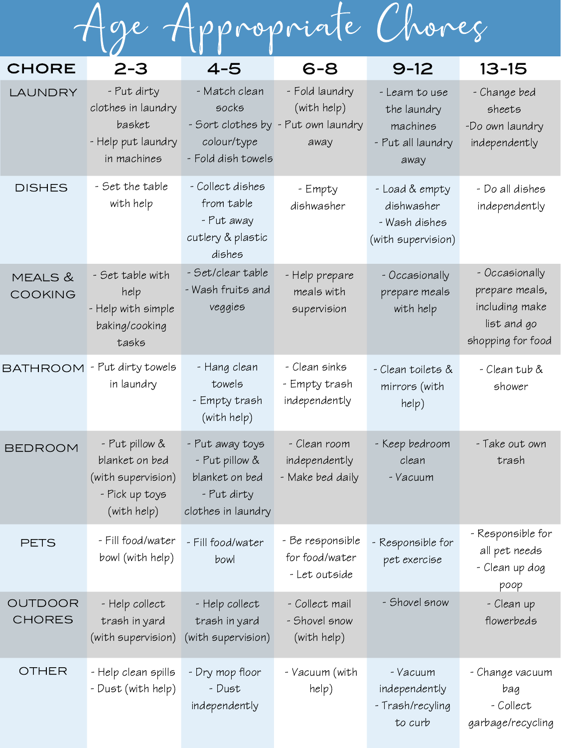# Age Appropriate Chores

| CHORE | 2-3 | 4-5 | 6-8 | 9-12 | 13-15 |
|---|---|---|---|---|---|
| LAUNDRY | - Put dirty clothes in laundry basket<br>- Help put laundry in machines | - Match clean socks<br>- Sort clothes by colour/type<br>- Fold dish towels | - Fold laundry (with help)<br>- Put own laundry away | - Learn to use the laundry machines<br>- Put all laundry away | - Change bed sheets<br>-Do own laundry independently |
| DISHES | - Set the table with help | - Collect dishes from table<br>- Put away cutlery & plastic dishes | - Empty dishwasher | - Load & empty dishwasher<br>- Wash dishes (with supervision) | - Do all dishes independently |
| MEALS & COOKING | - Set table with help<br>- Help with simple baking/cooking tasks | - Set/clear table<br>- Wash fruits and veggies | - Help prepare meals with supervision | - Occasionally prepare meals with help | - Occasionally prepare meals, including make list and go shopping for food |
| BATHROOM | - Put dirty towels in laundry | - Hang clean towels<br>- Empty trash (with help) | - Clean sinks<br>- Empty trash independently | - Clean toilets & mirrors (with help) | - Clean tub & shower |
| BEDROOM | - Put pillow & blanket on bed (with supervision)<br>- Pick up toys (with help) | - Put away toys<br>- Put pillow & blanket on bed<br>- Put dirty clothes in laundry | - Clean room independently<br>- Make bed daily | - Keep bedroom clean<br>- Vacuum | - Take out own trash |
| PETS | - Fill food/water bowl (with help) | - Fill food/water bowl | - Be responsible for food/water<br>- Let outside | - Responsible for pet exercise | - Responsible for all pet needs<br>- Clean up dog poop |
| OUTDOOR CHORES | - Help collect trash in yard (with supervision) | - Help collect trash in yard (with supervision) | - Collect mail<br>- Shovel snow (with help) | - Shovel snow | - Clean up flowerbeds |
| OTHER | - Help clean spills<br>- Dust (with help) | - Dry mop floor<br>- Dust independently | - Vacuum (with help) | - Vacuum independently<br>- Trash/recyling to curb | - Change vacuum bag<br>- Collect garbage/recycling |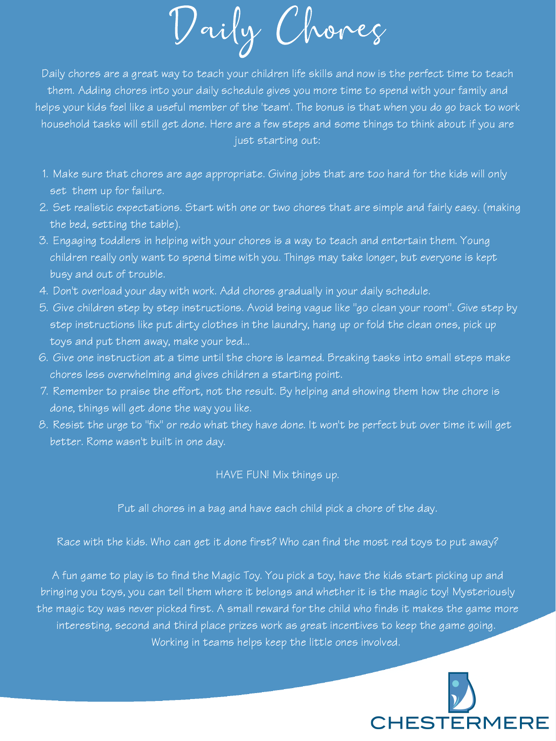# Daily Chores

Daily chores are a great way to teach your children life skills and now is the perfect time to teach them. Adding chores into your daily schedule gives you more time to spend with your family and helps your kids feel like a useful member of the 'team'. The bonus is that when you do go back to work household tasks will still get done. Here are a few steps and some things to think about if you are just starting out:

1. Make sure that chores are age appropriate. Giving jobs that are too hard for the kids will only set them up for failure.
2. Set realistic expectations. Start with one or two chores that are simple and fairly easy. (making the bed, setting the table).
3. Engaging toddlers in helping with your chores is a way to teach and entertain them. Young children really only want to spend time with you. Things may take longer, but everyone is kept busy and out of trouble.
4. Don't overload your day with work. Add chores gradually in your daily schedule.
5. Give children step by step instructions. Avoid being vague like "go clean your room". Give step by step instructions like put dirty clothes in the laundry, hang up or fold the clean ones, pick up toys and put them away, make your bed...
6. Give one instruction at a time until the chore is learned. Breaking tasks into small steps make chores less overwhelming and gives children a starting point.
7. Remember to praise the effort, not the result. By helping and showing them how the chore is done, things will get done the way you like.
8. Resist the urge to "fix" or redo what they have done. It won't be perfect but over time it will get better. Rome wasn't built in one day.

HAVE FUN! Mix things up.

Put all chores in a bag and have each child pick a chore of the day.

Race with the kids. Who can get it done first? Who can find the most red toys to put away?

A fun game to play is to find the Magic Toy. You pick a toy, have the kids start picking up and bringing you toys, you can tell them where it belongs and whether it is the magic toy! Mysteriously the magic toy was never picked first. A small reward for the child who finds it makes the game more interesting, second and third place prizes work as great incentives to keep the game going. Working in teams helps keep the little ones involved.

CHESTERMERE